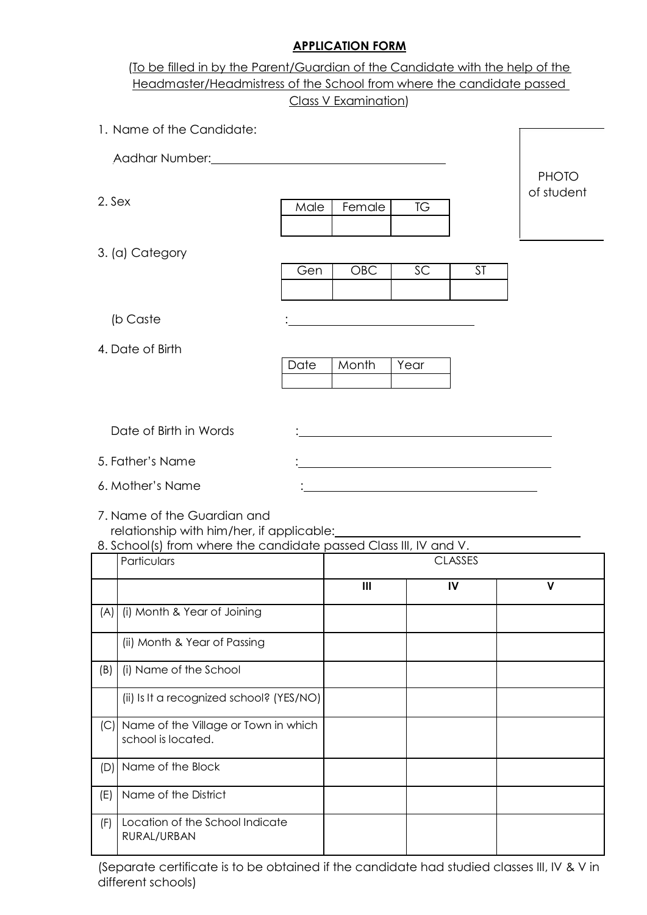# APPLICATION FORM

(To be filled in by the Parent/Guardian of the Candidate with the help of the Headmaster/Headmistress of the School from where the candidate passed Class V Examination)

1. Name of the Candidate:

   Aadhar Number: ______________________________

PHOTO of student

2. Sex

| Male | Female | TG |
|---|---|---|
| | | |

3. (a) Category

| Gen | OBC | SC | ST |
|---|---|---|---|
| | | | |

   (b Caste : ______________________________

4. Date of Birth

| Date | Month | Year |
|---|---|---|
| | | |

   Date of Birth in Words : ______________________________

5. Father's Name : ______________________________

6. Mother's Name : ______________________________

7. Name of the Guardian and relationship with him/her, if applicable: ______________________________

8. School(s) from where the candidate passed Class III, IV and V.

| | Particulars | CLASSES | | |
|---|---|---|---|---|
| | | III | IV | V |
| (A) | (i) Month & Year of Joining | | | |
| | (ii) Month & Year of Passing | | | |
| (B) | (i) Name of the School | | | |
| | (ii) Is It a recognized school? (YES/NO) | | | |
| (C) | Name of the Village or Town in which school is located. | | | |
| (D) | Name of the Block | | | |
| (E) | Name of the District | | | |
| (F) | Location of the School Indicate RURAL/URBAN | | | |

(Separate certificate is to be obtained if the candidate had studied classes III, IV & V in different schools)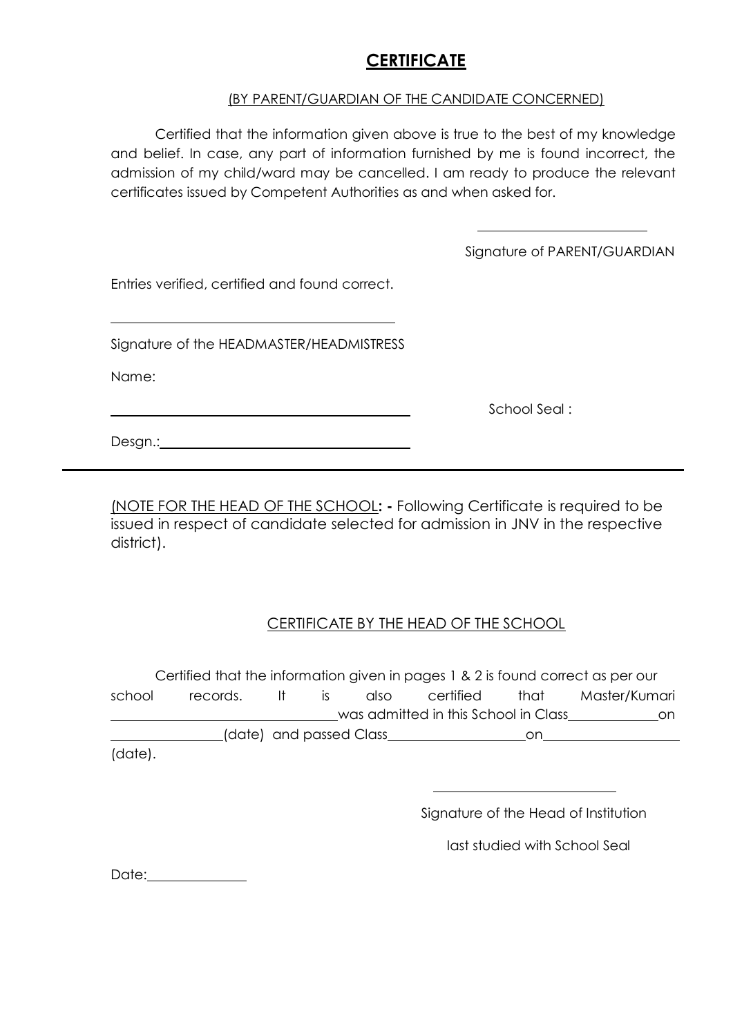# CERTIFICATE

(BY PARENT/GUARDIAN OF THE CANDIDATE CONCERNED)

Certified that the information given above is true to the best of my knowledge and belief. In case, any part of information furnished by me is found incorrect, the admission of my child/ward may be cancelled. I am ready to produce the relevant certificates issued by Competent Authorities as and when asked for.

\_\_\_\_\_\_\_\_\_\_\_\_\_\_\_\_\_\_\_\_\_\_\_\_

Signature of PARENT/GUARDIAN

Entries verified, certified and found correct.

\_\_\_\_\_\_\_\_\_\_\_\_\_\_\_\_\_\_\_\_\_\_\_\_\_\_\_\_\_\_\_\_\_\_\_\_\_\_\_\_

Signature of the HEADMASTER/HEADMISTRESS

Name:

\_\_\_\_\_\_\_\_\_\_\_\_\_\_\_\_\_\_\_\_\_\_\_\_\_\_\_\_\_\_\_\_\_\_\_\_\_\_\_\_ School Seal :

Desgn.:\_\_\_\_\_\_\_\_\_\_\_\_\_\_\_\_\_\_\_\_\_\_\_\_\_\_\_\_\_\_\_\_\_\_

---

(NOTE FOR THE HEAD OF THE SCHOOL: - Following Certificate is required to be issued in respect of candidate selected for admission in JNV in the respective district).

## CERTIFICATE BY THE HEAD OF THE SCHOOL

Certified that the information given in pages 1 & 2 is found correct as per our school records. It is also certified that Master/Kumari \_\_\_\_\_\_\_\_\_\_\_\_\_\_\_\_\_\_\_\_\_\_\_\_\_\_\_\_\_\_was admitted in this School in Class\_\_\_\_\_\_\_\_\_\_\_\_on \_\_\_\_\_\_\_\_\_\_\_\_\_\_\_(date) and passed Class\_\_\_\_\_\_\_\_\_\_\_\_\_\_\_\_\_\_\_on\_\_\_\_\_\_\_\_\_\_\_\_\_\_\_\_\_\_\_ (date).

\_\_\_\_\_\_\_\_\_\_\_\_\_\_\_\_\_\_\_\_\_\_\_\_\_\_

Signature of the Head of Institution

last studied with School Seal

Date:\_\_\_\_\_\_\_\_\_\_\_\_\_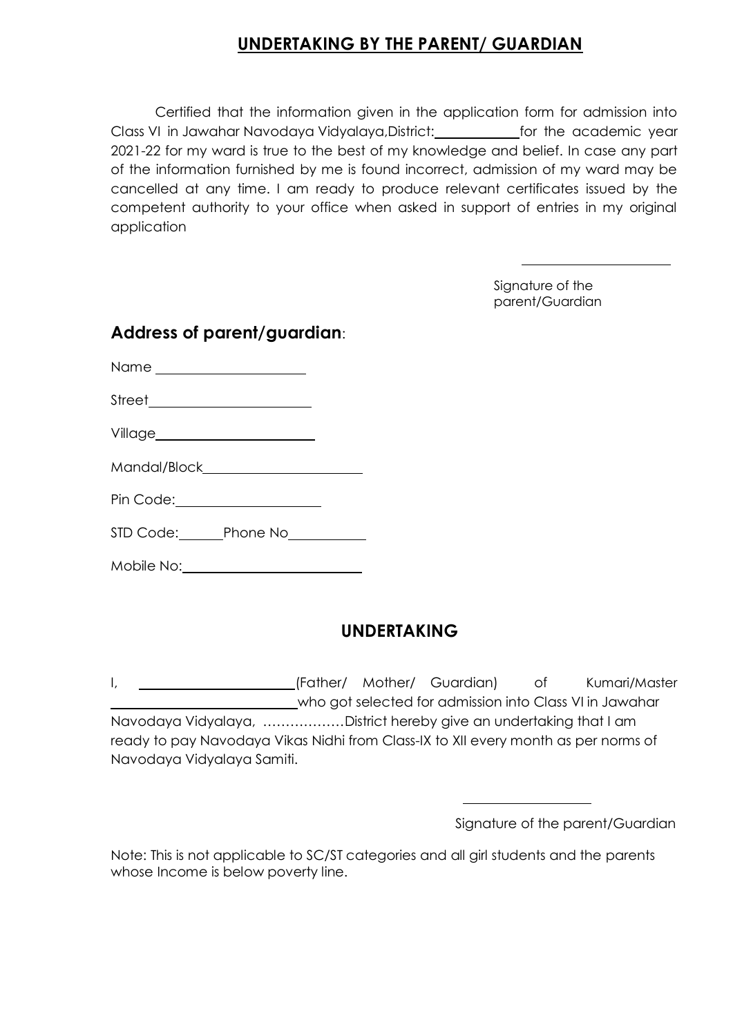## UNDERTAKING BY THE PARENT/ GUARDIAN

Certified that the information given in the application form for admission into Class VI in Jawahar Navodaya Vidyalaya,District:____________for the academic year 2021-22 for my ward is true to the best of my knowledge and belief. In case any part of the information furnished by me is found incorrect, admission of my ward may be cancelled at any time. I am ready to produce relevant certificates issued by the competent authority to your office when asked in support of entries in my original application

______________________

Signature of the parent/Guardian

### **Address of parent/guardian**:

Name ______________________

Street______________________

Village______________________

Mandal/Block______________________

Pin Code:______________________

STD Code:______Phone No___________

Mobile No:________________________

## UNDERTAKING

I, ______________________(Father/ Mother/ Guardian) of Kumari/Master ________________________who got selected for admission into Class VI in Jawahar Navodaya Vidyalaya, ………………District hereby give an undertaking that I am ready to pay Navodaya Vikas Nidhi from Class-IX to XII every month as per norms of Navodaya Vidyalaya Samiti.

___________________

Signature of the parent/Guardian

Note: This is not applicable to SC/ST categories and all girl students and the parents whose Income is below poverty line.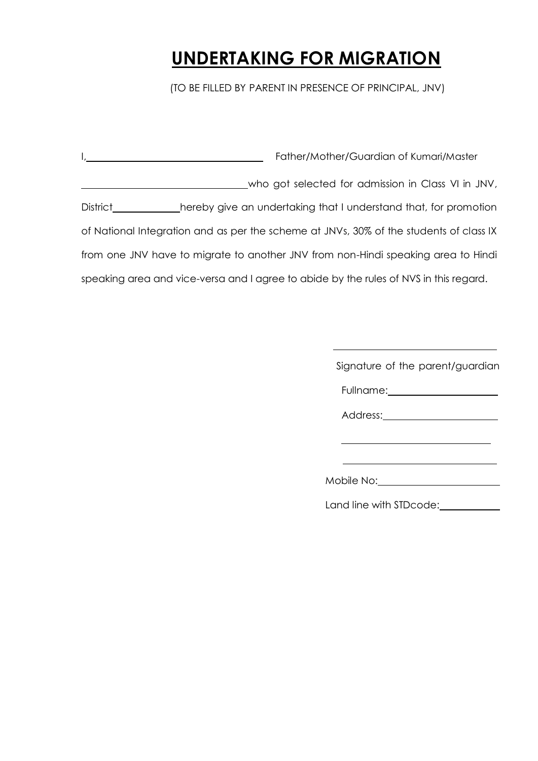# **UNDERTAKING FOR MIGRATION**

(TO BE FILLED BY PARENT IN PRESENCE OF PRINCIPAL, JNV)

I,\_\_\_\_\_\_\_\_\_\_\_\_\_\_\_\_\_\_\_\_\_\_\_\_\_\_\_\_\_\_ Father/Mother/Guardian of Kumari/Master \_\_\_\_\_\_\_\_\_\_\_\_\_\_\_\_\_\_\_\_\_\_\_\_\_\_\_\_\_\_who got selected for admission in Class VI in JNV, District\_\_\_\_\_\_\_\_\_\_\_\_hereby give an undertaking that I understand that, for promotion of National Integration and as per the scheme at JNVs, 30% of the students of class IX from one JNV have to migrate to another JNV from non-Hindi speaking area to Hindi speaking area and vice-versa and I agree to abide by the rules of NVS in this regard.

\_\_\_\_\_\_\_\_\_\_\_\_\_\_\_\_\_\_\_\_\_\_\_\_\_\_\_\_\_\_

Signature of the parent/guardian

Fullname:\_\_\_\_\_\_\_\_\_\_\_\_\_\_\_\_\_\_\_\_

Address:\_\_\_\_\_\_\_\_\_\_\_\_\_\_\_\_\_\_\_\_\_

\_\_\_\_\_\_\_\_\_\_\_\_\_\_\_\_\_\_\_\_\_\_\_\_\_\_\_\_

\_\_\_\_\_\_\_\_\_\_\_\_\_\_\_\_\_\_\_\_\_\_\_\_\_\_\_\_

Mobile No:\_\_\_\_\_\_\_\_\_\_\_\_\_\_\_\_\_\_\_\_\_\_

Land line with STDcode:\_\_\_\_\_\_\_\_\_\_\_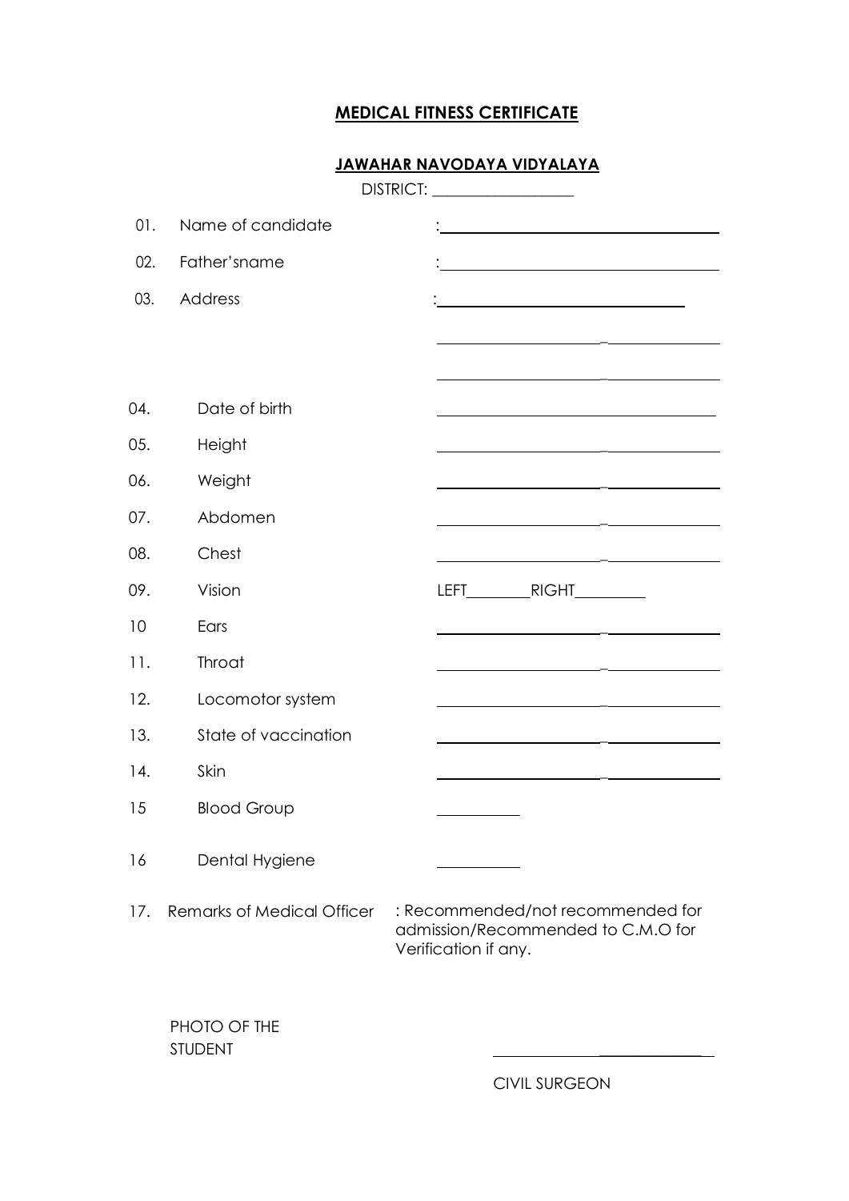# MEDICAL FITNESS CERTIFICATE

## JAWAHAR NAVODAYA VIDYALAYA

DISTRICT: ____________________

01. Name of candidate : ______________________________

02. Father'sname : ______________________________

03. Address : ______________________________

______________________________

______________________________

04. Date of birth ______________________________

05. Height ______________________________

06. Weight ______________________________

07. Abdomen ______________________________

08. Chest ______________________________

09. Vision LEFT________RIGHT_________

10 Ears ______________________________

11. Throat ______________________________

12. Locomotor system ______________________________

13. State of vaccination ______________________________

14. Skin ______________________________

15 Blood Group __________

16 Dental Hygiene __________

17. Remarks of Medical Officer : Recommended/not recommended for admission/Recommended to C.M.O for Verification if any.

PHOTO OF THE STUDENT

______________________

CIVIL SURGEON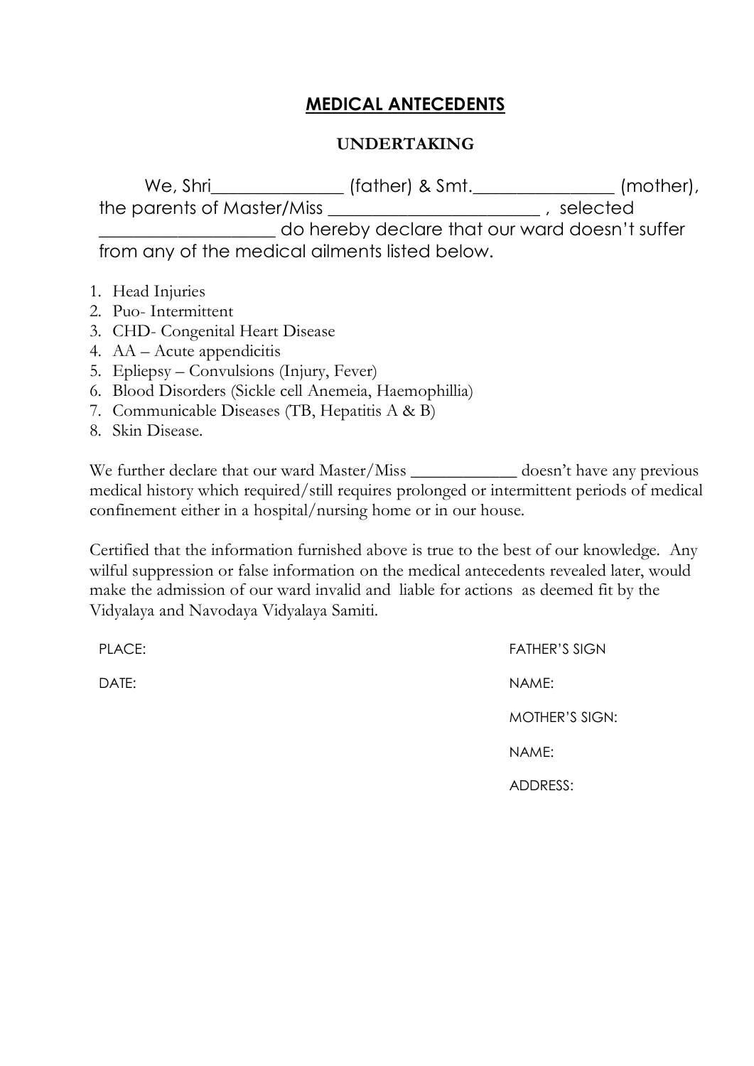# MEDICAL ANTECEDENTS

## UNDERTAKING

We, Shri______________ (father) & Smt.________________ (mother), the parents of Master/Miss ________________________ , selected ___________________ do hereby declare that our ward doesn't suffer from any of the medical ailments listed below.

1. Head Injuries
2. Puo- Intermittent
3. CHD- Congenital Heart Disease
4. AA – Acute appendicitis
5. Epliepsy – Convulsions (Injury, Fever)
6. Blood Disorders (Sickle cell Anemeia, Haemophillia)
7. Communicable Diseases (TB, Hepatitis A & B)
8. Skin Disease.

We further declare that our ward Master/Miss ____________ doesn't have any previous medical history which required/still requires prolonged or intermittent periods of medical confinement either in a hospital/nursing home or in our house.

Certified that the information furnished above is true to the best of our knowledge. Any wilful suppression or false information on the medical antecedents revealed later, would make the admission of our ward invalid and liable for actions as deemed fit by the Vidyalaya and Navodaya Vidyalaya Samiti.

PLACE:

DATE:

FATHER'S SIGN

NAME:

MOTHER'S SIGN:

NAME:

ADDRESS: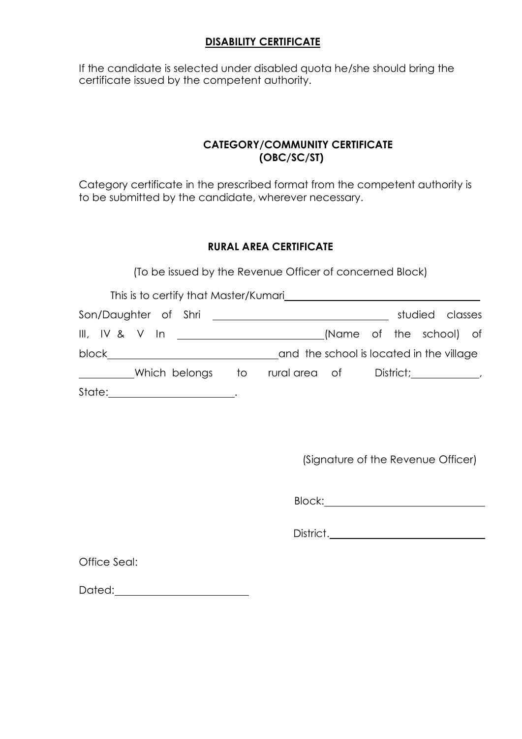## **DISABILITY CERTIFICATE**

If the candidate is selected under disabled quota he/she should bring the certificate issued by the competent authority.

## **CATEGORY/COMMUNITY CERTIFICATE (OBC/SC/ST)**

Category certificate in the prescribed format from the competent authority is to be submitted by the candidate, wherever necessary.

## **RURAL AREA CERTIFICATE**

(To be issued by the Revenue Officer of concerned Block)

This is to certify that Master/Kumari____________________________________ Son/Daughter of Shri ________________________________ studied classes III, IV & V In __________________________(Name of the school) of block______________________________and the school is located in the village __________Which belongs to rural area of District;____________, State:______________________.

(Signature of the Revenue Officer)

Block:____________________________

District.___________________________

Office Seal:

Dated:________________________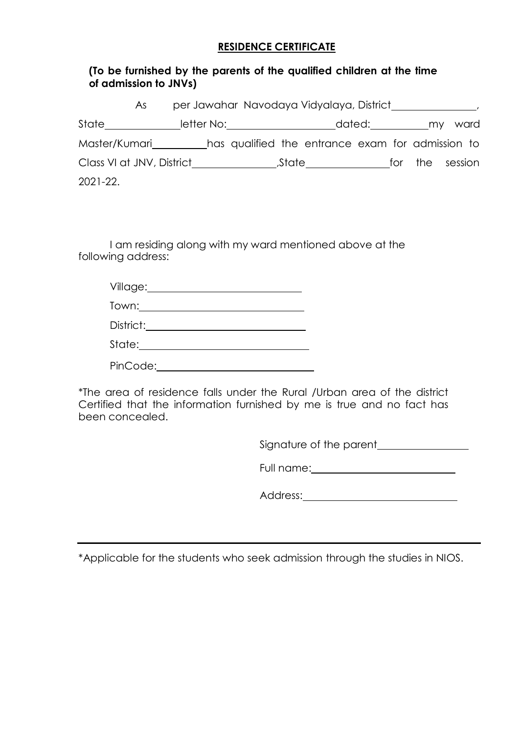## RESIDENCE CERTIFICATE

**(To be furnished by the parents of the qualified children at the time of admission to JNVs)**

As per Jawahar Navodaya Vidyalaya, District_______________, State_____________ letter No:___________________ dated:__________ my ward Master/Kumari__________ has qualified the entrance exam for admission to Class VI at JNV, District_______________,State_______________ for the session 2021-22.

I am residing along with my ward mentioned above at the following address:

Village:____________________________

Town:______________________________

District:____________________________

State:______________________________

PinCode:____________________________

*The area of residence falls under the Rural /Urban area of the district Certified that the information furnished by me is true and no fact has been concealed.

Signature of the parent________________

Full name:__________________________

Address:___________________________

---

*Applicable for the students who seek admission through the studies in NIOS.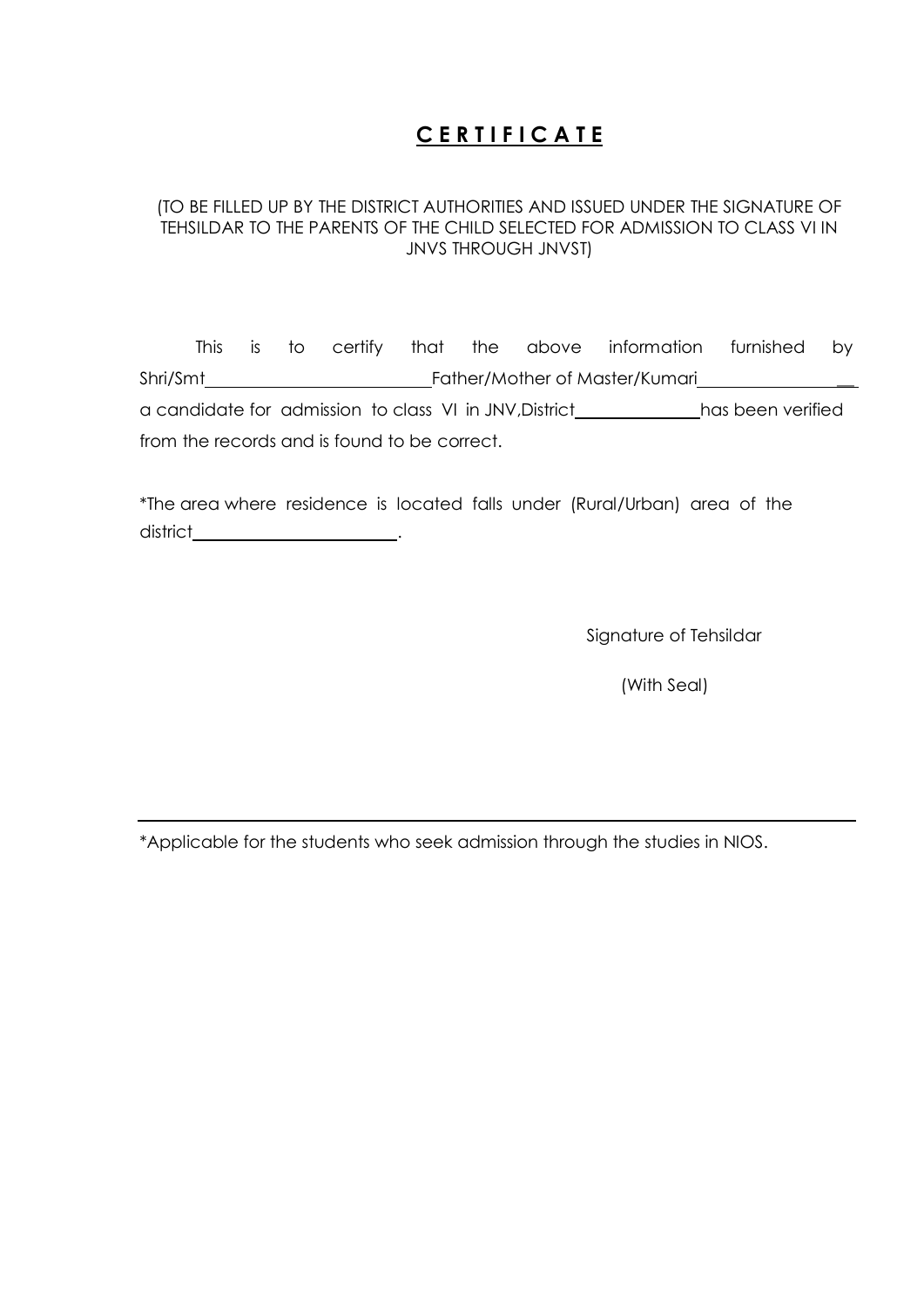# CERTIFICATE

(TO BE FILLED UP BY THE DISTRICT AUTHORITIES AND ISSUED UNDER THE SIGNATURE OF TEHSILDAR TO THE PARENTS OF THE CHILD SELECTED FOR ADMISSION TO CLASS VI IN JNVS THROUGH JNVST)

This is to certify that the above information furnished by Shri/Smt________________________Father/Mother of Master/Kumari_________________ a candidate for admission to class VI in JNV,District______________has been verified from the records and is found to be correct.

*The area where residence is located falls under (Rural/Urban) area of the district_______________________.

Signature of Tehsildar

(With Seal)

---

*Applicable for the students who seek admission through the studies in NIOS.